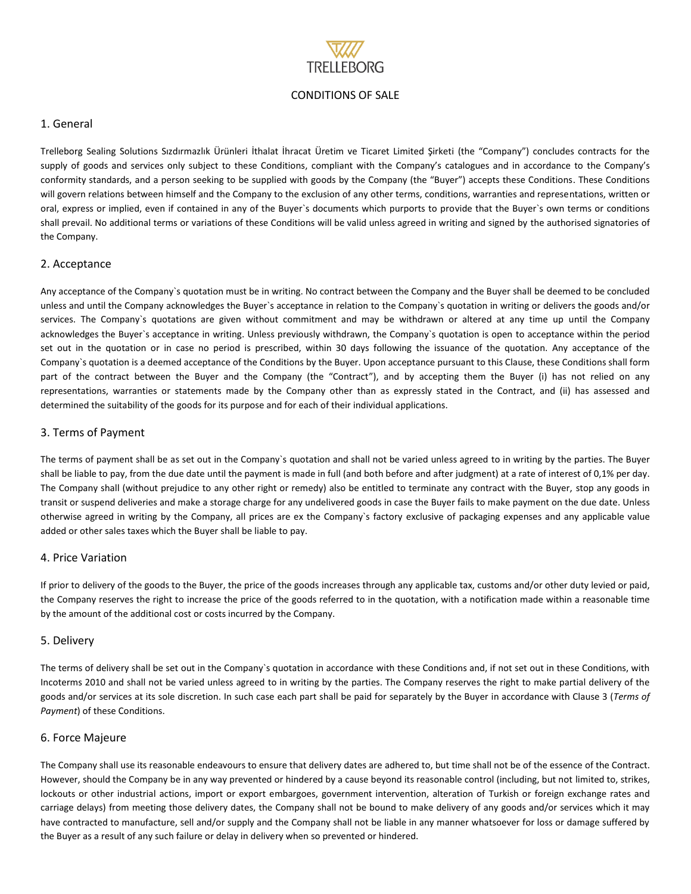TRELLEBORG

# CONDITIONS OF SALE

## 1. General

Trelleborg Sealing Solutions Sızdırmazlık Ürünleri İthalat İhracat Üretim ve Ticaret Limited Şirketi (the "Company") concludes contracts for the supply of goods and services only subject to these Conditions, compliant with the Company's catalogues and in accordance to the Company's conformity standards, and a person seeking to be supplied with goods by the Company (the "Buyer") accepts these Conditions. These Conditions will govern relations between himself and the Company to the exclusion of any other terms, conditions, warranties and representations, written or oral, express or implied, even if contained in any of the Buyer`s documents which purports to provide that the Buyer`s own terms or conditions shall prevail. No additional terms or variations of these Conditions will be valid unless agreed in writing and signed by the authorised signatories of the Company.

## 2. Acceptance

Any acceptance of the Company`s quotation must be in writing. No contract between the Company and the Buyer shall be deemed to be concluded unless and until the Company acknowledges the Buyer`s acceptance in relation to the Company`s quotation in writing or delivers the goods and/or services. The Company`s quotations are given without commitment and may be withdrawn or altered at any time up until the Company acknowledges the Buyer`s acceptance in writing. Unless previously withdrawn, the Company`s quotation is open to acceptance within the period set out in the quotation or in case no period is prescribed, within 30 days following the issuance of the quotation. Any acceptance of the Company`s quotation is a deemed acceptance of the Conditions by the Buyer. Upon acceptance pursuant to this Clause, these Conditions shall form part of the contract between the Buyer and the Company (the "Contract"), and by accepting them the Buyer (i) has not relied on any representations, warranties or statements made by the Company other than as expressly stated in the Contract, and (ii) has assessed and determined the suitability of the goods for its purpose and for each of their individual applications.

## 3. Terms of Payment

The terms of payment shall be as set out in the Company`s quotation and shall not be varied unless agreed to in writing by the parties. The Buyer shall be liable to pay, from the due date until the payment is made in full (and both before and after judgment) at a rate of interest of 0,1% per day. The Company shall (without prejudice to any other right or remedy) also be entitled to terminate any contract with the Buyer, stop any goods in transit or suspend deliveries and make a storage charge for any undelivered goods in case the Buyer fails to make payment on the due date. Unless otherwise agreed in writing by the Company, all prices are ex the Company`s factory exclusive of packaging expenses and any applicable value added or other sales taxes which the Buyer shall be liable to pay.

## 4. Price Variation

If prior to delivery of the goods to the Buyer, the price of the goods increases through any applicable tax, customs and/or other duty levied or paid, the Company reserves the right to increase the price of the goods referred to in the quotation, with a notification made within a reasonable time by the amount of the additional cost or costs incurred by the Company.

## 5. Delivery

The terms of delivery shall be set out in the Company`s quotation in accordance with these Conditions and, if not set out in these Conditions, with Incoterms 2010 and shall not be varied unless agreed to in writing by the parties. The Company reserves the right to make partial delivery of the goods and/or services at its sole discretion. In such case each part shall be paid for separately by the Buyer in accordance with Clause 3 (*Terms of Payment*) of these Conditions.

## 6. Force Majeure

The Company shall use its reasonable endeavours to ensure that delivery dates are adhered to, but time shall not be of the essence of the Contract. However, should the Company be in any way prevented or hindered by a cause beyond its reasonable control (including, but not limited to, strikes, lockouts or other industrial actions, import or export embargoes, government intervention, alteration of Turkish or foreign exchange rates and carriage delays) from meeting those delivery dates, the Company shall not be bound to make delivery of any goods and/or services which it may have contracted to manufacture, sell and/or supply and the Company shall not be liable in any manner whatsoever for loss or damage suffered by the Buyer as a result of any such failure or delay in delivery when so prevented or hindered.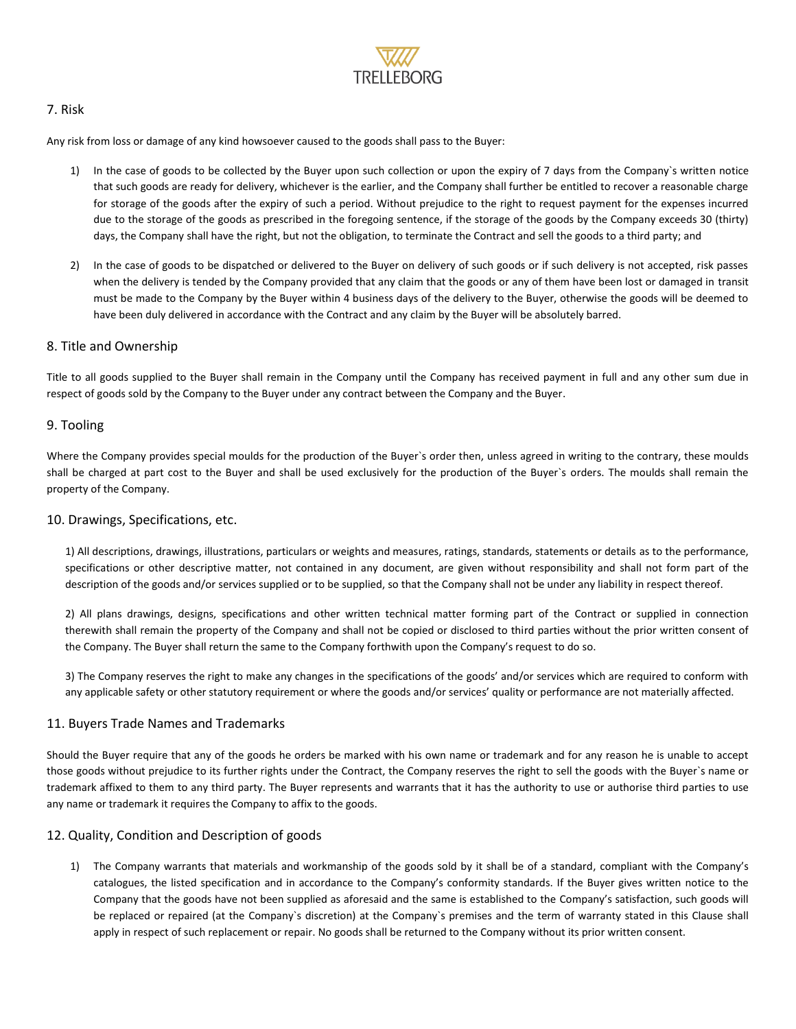## 7. Risk

Any risk from loss or damage of any kind howsoever caused to the goods shall pass to the Buyer:

1) In the case of goods to be collected by the Buyer upon such collection or upon the expiry of 7 days from the Company`s written notice that such goods are ready for delivery, whichever is the earlier, and the Company shall further be entitled to recover a reasonable charge for storage of the goods after the expiry of such a period. Without prejudice to the right to request payment for the expenses incurred due to the storage of the goods as prescribed in the foregoing sentence, if the storage of the goods by the Company exceeds 30 (thirty) days, the Company shall have the right, but not the obligation, to terminate the Contract and sell the goods to a third party; and

2) In the case of goods to be dispatched or delivered to the Buyer on delivery of such goods or if such delivery is not accepted, risk passes when the delivery is tended by the Company provided that any claim that the goods or any of them have been lost or damaged in transit must be made to the Company by the Buyer within 4 business days of the delivery to the Buyer, otherwise the goods will be deemed to have been duly delivered in accordance with the Contract and any claim by the Buyer will be absolutely barred.

## 8. Title and Ownership

Title to all goods supplied to the Buyer shall remain in the Company until the Company has received payment in full and any other sum due in respect of goods sold by the Company to the Buyer under any contract between the Company and the Buyer.

## 9. Tooling

Where the Company provides special moulds for the production of the Buyer`s order then, unless agreed in writing to the contrary, these moulds shall be charged at part cost to the Buyer and shall be used exclusively for the production of the Buyer`s orders. The moulds shall remain the property of the Company.

## 10. Drawings, Specifications, etc.

1) All descriptions, drawings, illustrations, particulars or weights and measures, ratings, standards, statements or details as to the performance, specifications or other descriptive matter, not contained in any document, are given without responsibility and shall not form part of the description of the goods and/or services supplied or to be supplied, so that the Company shall not be under any liability in respect thereof.

2) All plans drawings, designs, specifications and other written technical matter forming part of the Contract or supplied in connection therewith shall remain the property of the Company and shall not be copied or disclosed to third parties without the prior written consent of the Company. The Buyer shall return the same to the Company forthwith upon the Company's request to do so.

3) The Company reserves the right to make any changes in the specifications of the goods' and/or services which are required to conform with any applicable safety or other statutory requirement or where the goods and/or services' quality or performance are not materially affected.

## 11. Buyers Trade Names and Trademarks

Should the Buyer require that any of the goods he orders be marked with his own name or trademark and for any reason he is unable to accept those goods without prejudice to its further rights under the Contract, the Company reserves the right to sell the goods with the Buyer`s name or trademark affixed to them to any third party. The Buyer represents and warrants that it has the authority to use or authorise third parties to use any name or trademark it requires the Company to affix to the goods.

## 12. Quality, Condition and Description of goods

1) The Company warrants that materials and workmanship of the goods sold by it shall be of a standard, compliant with the Company's catalogues, the listed specification and in accordance to the Company's conformity standards. If the Buyer gives written notice to the Company that the goods have not been supplied as aforesaid and the same is established to the Company's satisfaction, such goods will be replaced or repaired (at the Company`s discretion) at the Company`s premises and the term of warranty stated in this Clause shall apply in respect of such replacement or repair. No goods shall be returned to the Company without its prior written consent.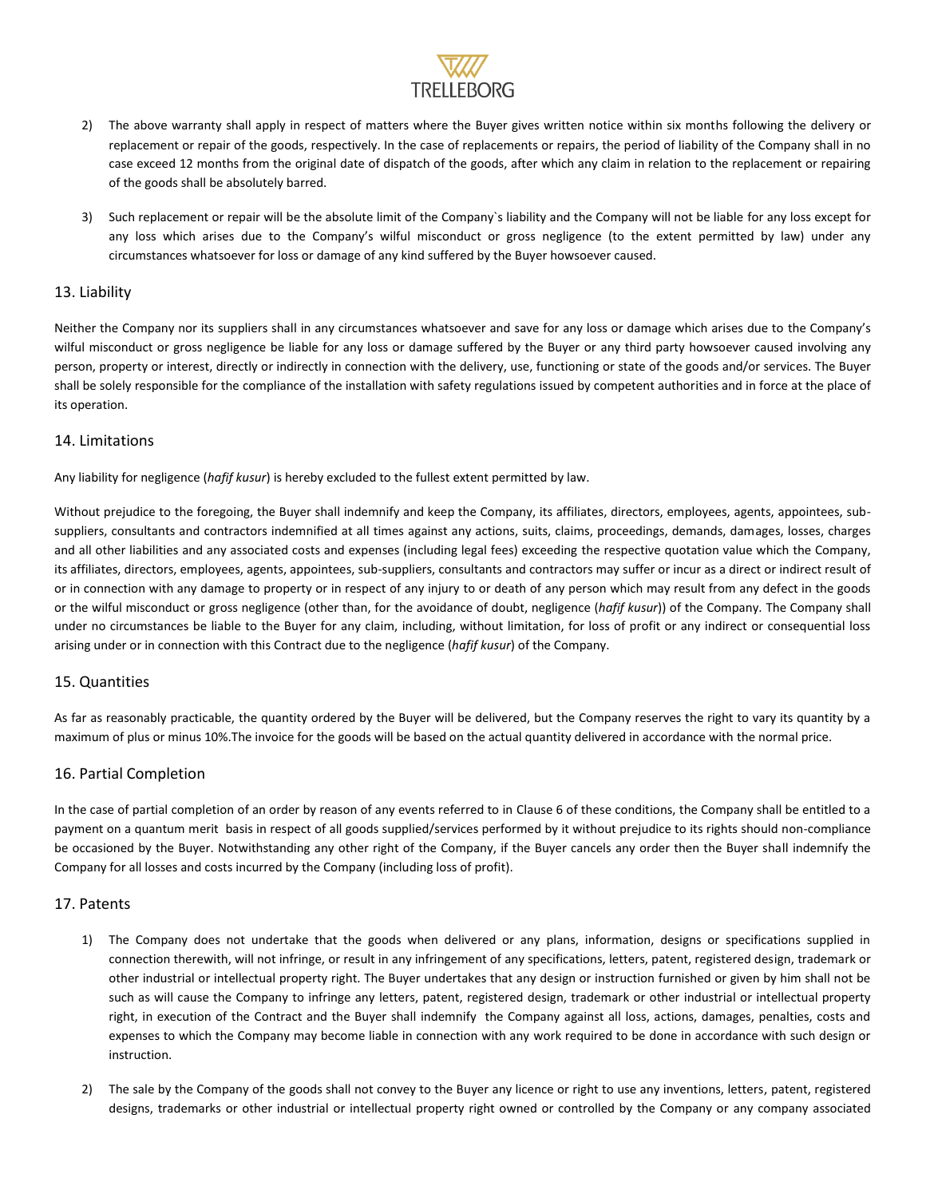2) The above warranty shall apply in respect of matters where the Buyer gives written notice within six months following the delivery or replacement or repair of the goods, respectively. In the case of replacements or repairs, the period of liability of the Company shall in no case exceed 12 months from the original date of dispatch of the goods, after which any claim in relation to the replacement or repairing of the goods shall be absolutely barred.

3) Such replacement or repair will be the absolute limit of the Company`s liability and the Company will not be liable for any loss except for any loss which arises due to the Company's wilful misconduct or gross negligence (to the extent permitted by law) under any circumstances whatsoever for loss or damage of any kind suffered by the Buyer howsoever caused.

## 13. Liability

Neither the Company nor its suppliers shall in any circumstances whatsoever and save for any loss or damage which arises due to the Company's wilful misconduct or gross negligence be liable for any loss or damage suffered by the Buyer or any third party howsoever caused involving any person, property or interest, directly or indirectly in connection with the delivery, use, functioning or state of the goods and/or services. The Buyer shall be solely responsible for the compliance of the installation with safety regulations issued by competent authorities and in force at the place of its operation.

## 14. Limitations

Any liability for negligence (*hafif kusur*) is hereby excluded to the fullest extent permitted by law.

Without prejudice to the foregoing, the Buyer shall indemnify and keep the Company, its affiliates, directors, employees, agents, appointees, sub-suppliers, consultants and contractors indemnified at all times against any actions, suits, claims, proceedings, demands, damages, losses, charges and all other liabilities and any associated costs and expenses (including legal fees) exceeding the respective quotation value which the Company, its affiliates, directors, employees, agents, appointees, sub-suppliers, consultants and contractors may suffer or incur as a direct or indirect result of or in connection with any damage to property or in respect of any injury to or death of any person which may result from any defect in the goods or the wilful misconduct or gross negligence (other than, for the avoidance of doubt, negligence (*hafif kusur*)) of the Company. The Company shall under no circumstances be liable to the Buyer for any claim, including, without limitation, for loss of profit or any indirect or consequential loss arising under or in connection with this Contract due to the negligence (*hafif kusur*) of the Company.

## 15. Quantities

As far as reasonably practicable, the quantity ordered by the Buyer will be delivered, but the Company reserves the right to vary its quantity by a maximum of plus or minus 10%.The invoice for the goods will be based on the actual quantity delivered in accordance with the normal price.

## 16. Partial Completion

In the case of partial completion of an order by reason of any events referred to in Clause 6 of these conditions, the Company shall be entitled to a payment on a quantum merit basis in respect of all goods supplied/services performed by it without prejudice to its rights should non-compliance be occasioned by the Buyer. Notwithstanding any other right of the Company, if the Buyer cancels any order then the Buyer shall indemnify the Company for all losses and costs incurred by the Company (including loss of profit).

## 17. Patents

1) The Company does not undertake that the goods when delivered or any plans, information, designs or specifications supplied in connection therewith, will not infringe, or result in any infringement of any specifications, letters, patent, registered design, trademark or other industrial or intellectual property right. The Buyer undertakes that any design or instruction furnished or given by him shall not be such as will cause the Company to infringe any letters, patent, registered design, trademark or other industrial or intellectual property right, in execution of the Contract and the Buyer shall indemnify the Company against all loss, actions, damages, penalties, costs and expenses to which the Company may become liable in connection with any work required to be done in accordance with such design or instruction.

2) The sale by the Company of the goods shall not convey to the Buyer any licence or right to use any inventions, letters, patent, registered designs, trademarks or other industrial or intellectual property right owned or controlled by the Company or any company associated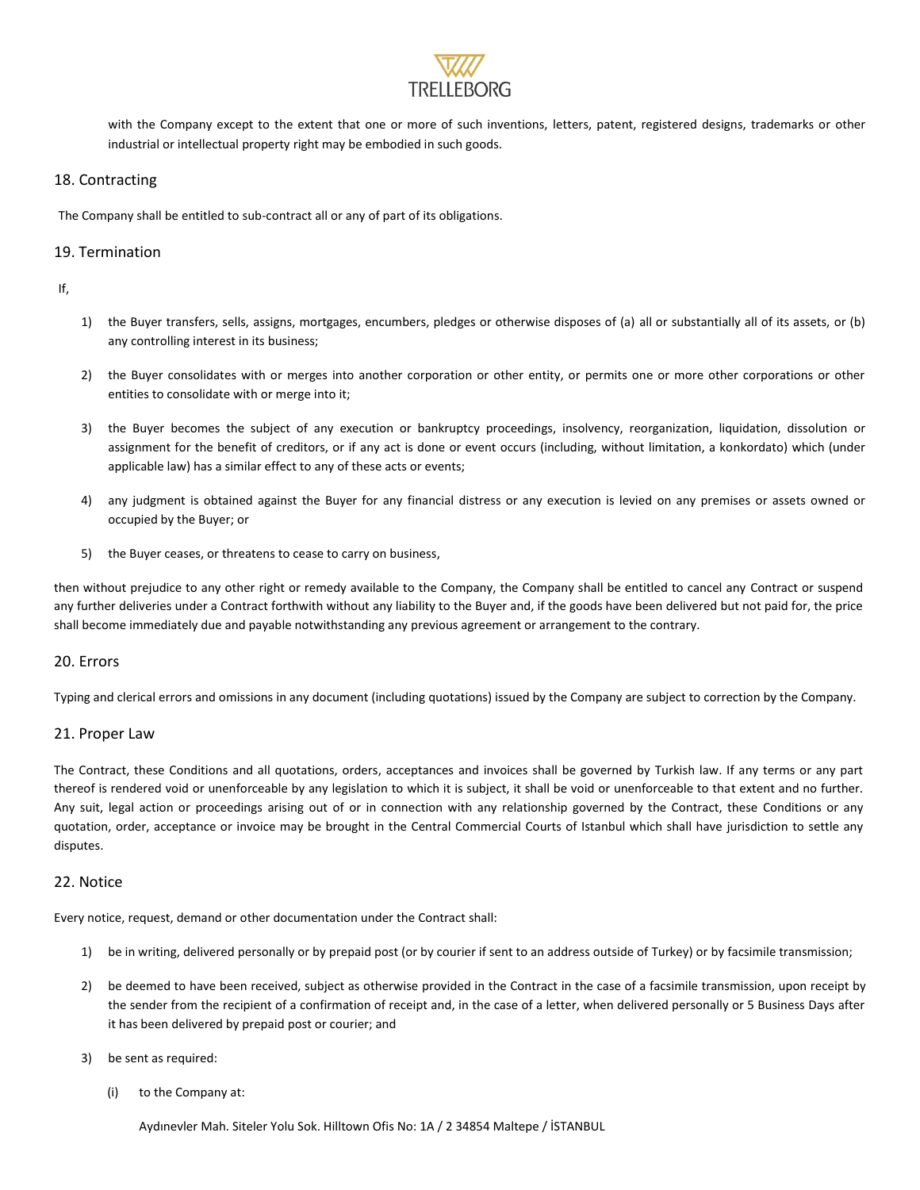with the Company except to the extent that one or more of such inventions, letters, patent, registered designs, trademarks or other industrial or intellectual property right may be embodied in such goods.

## 18. Contracting

The Company shall be entitled to sub-contract all or any of part of its obligations.

## 19. Termination

If,

1) the Buyer transfers, sells, assigns, mortgages, encumbers, pledges or otherwise disposes of (a) all or substantially all of its assets, or (b) any controlling interest in its business;

2) the Buyer consolidates with or merges into another corporation or other entity, or permits one or more other corporations or other entities to consolidate with or merge into it;

3) the Buyer becomes the subject of any execution or bankruptcy proceedings, insolvency, reorganization, liquidation, dissolution or assignment for the benefit of creditors, or if any act is done or event occurs (including, without limitation, a konkordato) which (under applicable law) has a similar effect to any of these acts or events;

4) any judgment is obtained against the Buyer for any financial distress or any execution is levied on any premises or assets owned or occupied by the Buyer; or

5) the Buyer ceases, or threatens to cease to carry on business,

then without prejudice to any other right or remedy available to the Company, the Company shall be entitled to cancel any Contract or suspend any further deliveries under a Contract forthwith without any liability to the Buyer and, if the goods have been delivered but not paid for, the price shall become immediately due and payable notwithstanding any previous agreement or arrangement to the contrary.

## 20. Errors

Typing and clerical errors and omissions in any document (including quotations) issued by the Company are subject to correction by the Company.

## 21. Proper Law

The Contract, these Conditions and all quotations, orders, acceptances and invoices shall be governed by Turkish law. If any terms or any part thereof is rendered void or unenforceable by any legislation to which it is subject, it shall be void or unenforceable to that extent and no further. Any suit, legal action or proceedings arising out of or in connection with any relationship governed by the Contract, these Conditions or any quotation, order, acceptance or invoice may be brought in the Central Commercial Courts of Istanbul which shall have jurisdiction to settle any disputes.

## 22. Notice

Every notice, request, demand or other documentation under the Contract shall:

1) be in writing, delivered personally or by prepaid post (or by courier if sent to an address outside of Turkey) or by facsimile transmission;

2) be deemed to have been received, subject as otherwise provided in the Contract in the case of a facsimile transmission, upon receipt by the sender from the recipient of a confirmation of receipt and, in the case of a letter, when delivered personally or 5 Business Days after it has been delivered by prepaid post or courier; and

3) be sent as required:

   (i) to the Company at:

   Aydınevler Mah. Siteler Yolu Sok. Hilltown Ofis No: 1A / 2 34854 Maltepe / İSTANBUL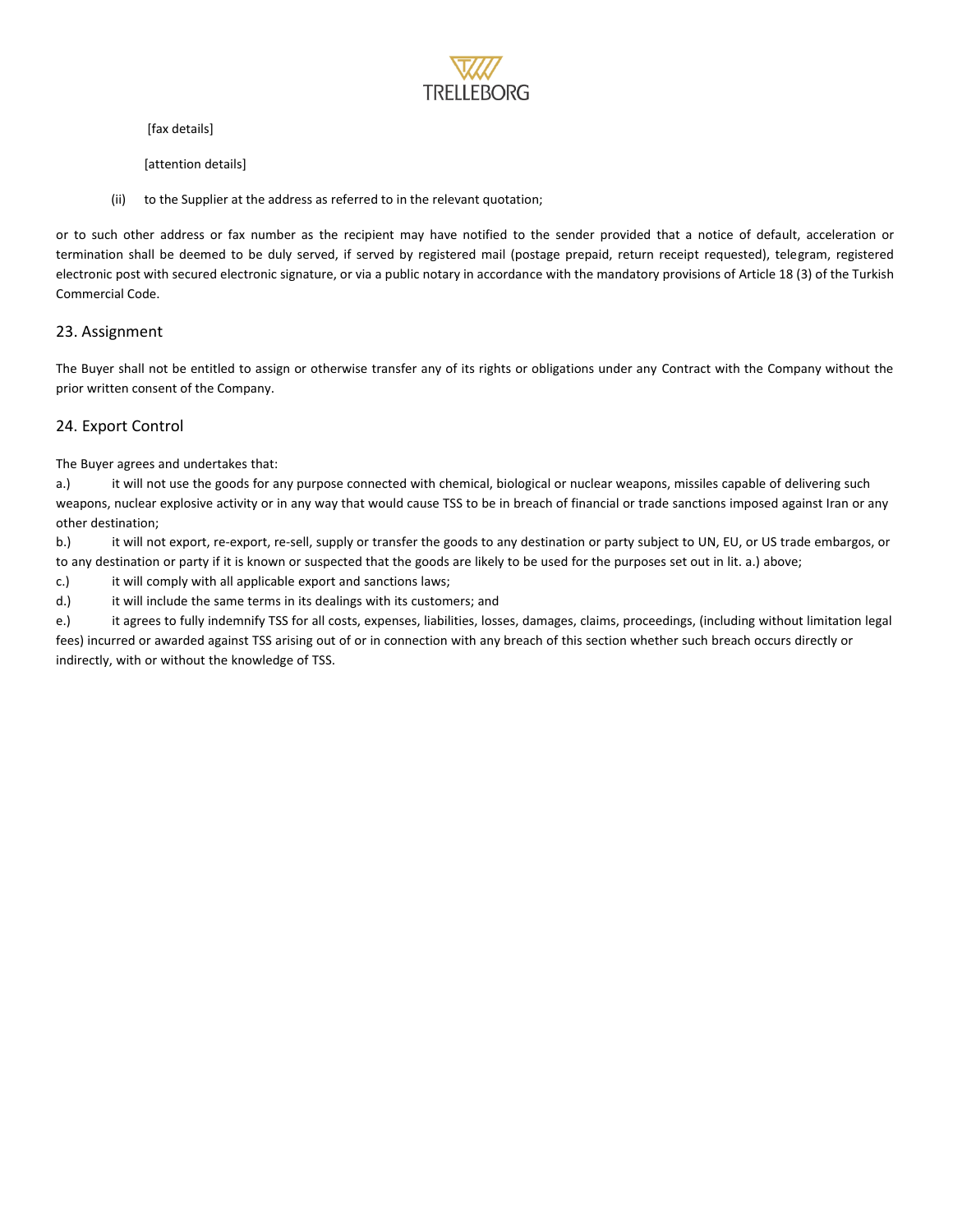[fax details]

[attention details]

(ii) to the Supplier at the address as referred to in the relevant quotation;

or to such other address or fax number as the recipient may have notified to the sender provided that a notice of default, acceleration or termination shall be deemed to be duly served, if served by registered mail (postage prepaid, return receipt requested), telegram, registered electronic post with secured electronic signature, or via a public notary in accordance with the mandatory provisions of Article 18 (3) of the Turkish Commercial Code.

## 23. Assignment

The Buyer shall not be entitled to assign or otherwise transfer any of its rights or obligations under any Contract with the Company without the prior written consent of the Company.

## 24. Export Control

The Buyer agrees and undertakes that:

a.) it will not use the goods for any purpose connected with chemical, biological or nuclear weapons, missiles capable of delivering such weapons, nuclear explosive activity or in any way that would cause TSS to be in breach of financial or trade sanctions imposed against Iran or any other destination;

b.) it will not export, re-export, re-sell, supply or transfer the goods to any destination or party subject to UN, EU, or US trade embargos, or to any destination or party if it is known or suspected that the goods are likely to be used for the purposes set out in lit. a.) above;

c.) it will comply with all applicable export and sanctions laws;

d.) it will include the same terms in its dealings with its customers; and

e.) it agrees to fully indemnify TSS for all costs, expenses, liabilities, losses, damages, claims, proceedings, (including without limitation legal fees) incurred or awarded against TSS arising out of or in connection with any breach of this section whether such breach occurs directly or indirectly, with or without the knowledge of TSS.